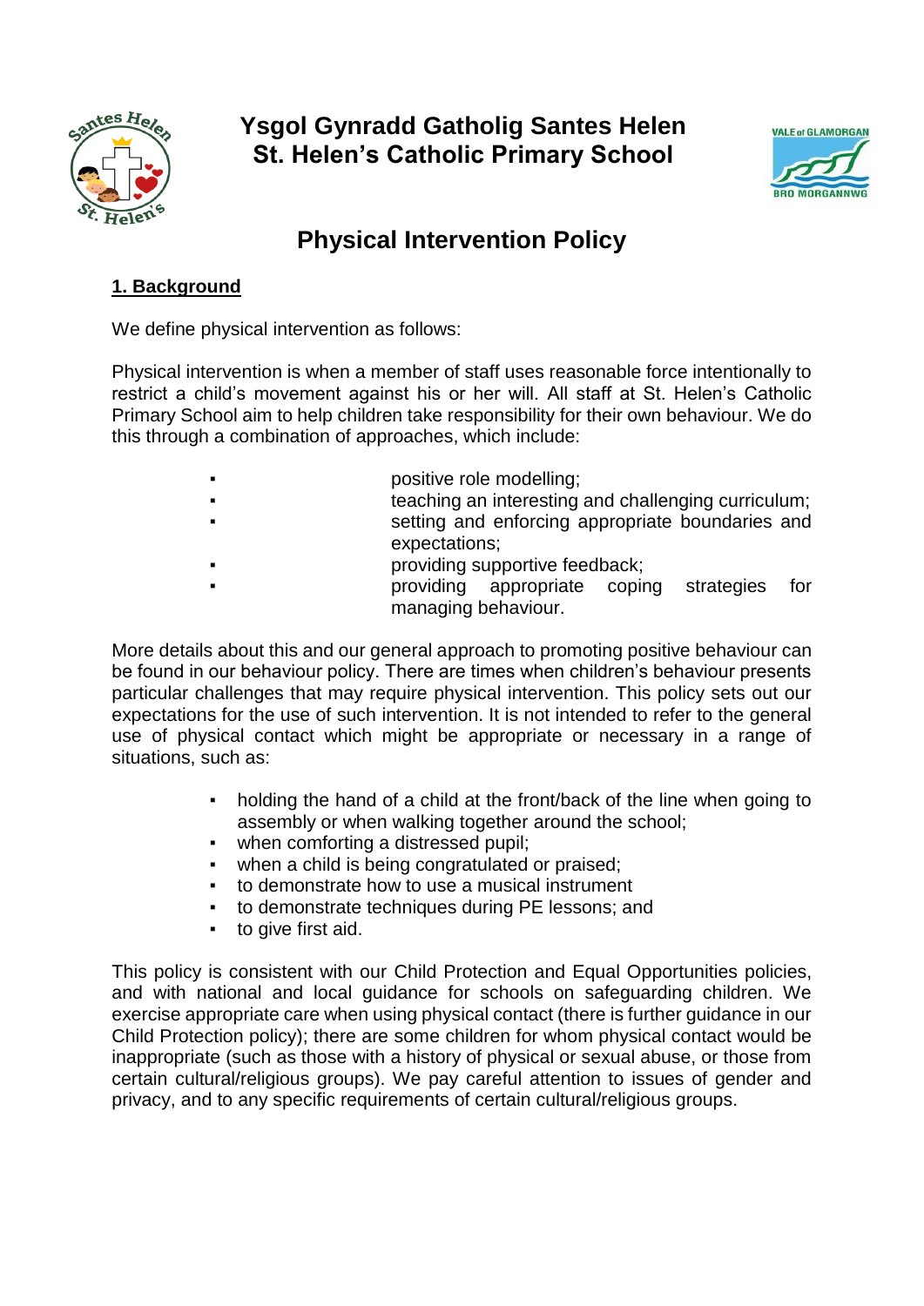# Ysgol Gynradd Gatholig Santes Helen
# St. Helen's Catholic Primary School

## Physical Intervention Policy

### 1. Background

We define physical intervention as follows:

Physical intervention is when a member of staff uses reasonable force intentionally to restrict a child's movement against his or her will. All staff at St. Helen's Catholic Primary School aim to help children take responsibility for their own behaviour. We do this through a combination of approaches, which include:

- positive role modelling;
- teaching an interesting and challenging curriculum;
- setting and enforcing appropriate boundaries and expectations;
- providing supportive feedback;
- providing appropriate coping strategies for managing behaviour.

More details about this and our general approach to promoting positive behaviour can be found in our behaviour policy. There are times when children's behaviour presents particular challenges that may require physical intervention. This policy sets out our expectations for the use of such intervention. It is not intended to refer to the general use of physical contact which might be appropriate or necessary in a range of situations, such as:

- holding the hand of a child at the front/back of the line when going to assembly or when walking together around the school;
- when comforting a distressed pupil;
- when a child is being congratulated or praised;
- to demonstrate how to use a musical instrument
- to demonstrate techniques during PE lessons; and
- to give first aid.

This policy is consistent with our Child Protection and Equal Opportunities policies, and with national and local guidance for schools on safeguarding children. We exercise appropriate care when using physical contact (there is further guidance in our Child Protection policy); there are some children for whom physical contact would be inappropriate (such as those with a history of physical or sexual abuse, or those from certain cultural/religious groups). We pay careful attention to issues of gender and privacy, and to any specific requirements of certain cultural/religious groups.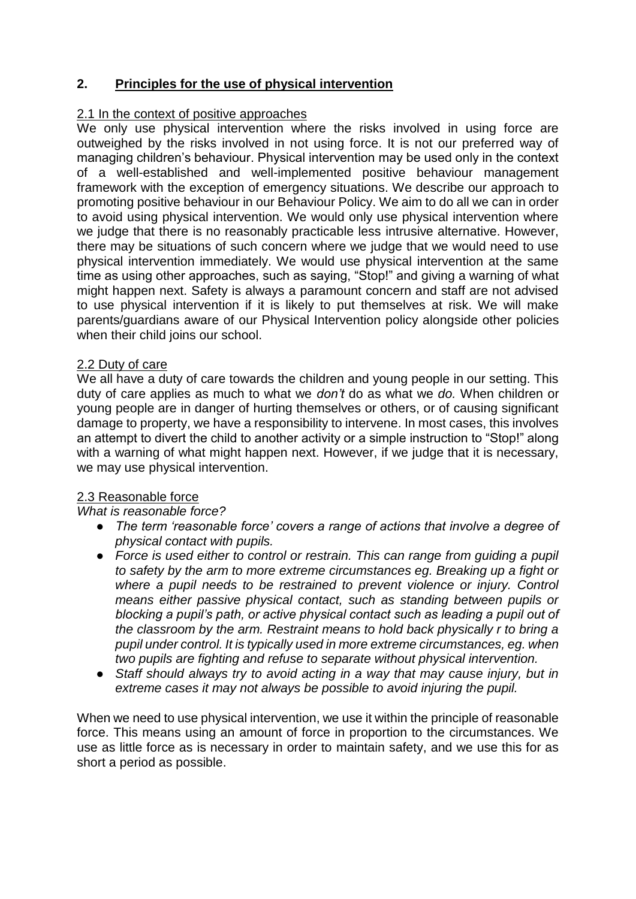## 2. Principles for the use of physical intervention

2.1 In the context of positive approaches

We only use physical intervention where the risks involved in using force are outweighed by the risks involved in not using force. It is not our preferred way of managing children's behaviour. Physical intervention may be used only in the context of a well-established and well-implemented positive behaviour management framework with the exception of emergency situations. We describe our approach to promoting positive behaviour in our Behaviour Policy. We aim to do all we can in order to avoid using physical intervention. We would only use physical intervention where we judge that there is no reasonably practicable less intrusive alternative. However, there may be situations of such concern where we judge that we would need to use physical intervention immediately. We would use physical intervention at the same time as using other approaches, such as saying, "Stop!" and giving a warning of what might happen next. Safety is always a paramount concern and staff are not advised to use physical intervention if it is likely to put themselves at risk. We will make parents/guardians aware of our Physical Intervention policy alongside other policies when their child joins our school.

2.2 Duty of care

We all have a duty of care towards the children and young people in our setting. This duty of care applies as much to what we *don't* do as what we *do.* When children or young people are in danger of hurting themselves or others, or of causing significant damage to property, we have a responsibility to intervene. In most cases, this involves an attempt to divert the child to another activity or a simple instruction to "Stop!" along with a warning of what might happen next. However, if we judge that it is necessary, we may use physical intervention.

2.3 Reasonable force

*What is reasonable force?*

- *The term 'reasonable force' covers a range of actions that involve a degree of physical contact with pupils.*
- *Force is used either to control or restrain. This can range from guiding a pupil to safety by the arm to more extreme circumstances eg. Breaking up a fight or where a pupil needs to be restrained to prevent violence or injury. Control means either passive physical contact, such as standing between pupils or blocking a pupil's path, or active physical contact such as leading a pupil out of the classroom by the arm. Restraint means to hold back physically r to bring a pupil under control. It is typically used in more extreme circumstances, eg. when two pupils are fighting and refuse to separate without physical intervention.*
- *Staff should always try to avoid acting in a way that may cause injury, but in extreme cases it may not always be possible to avoid injuring the pupil.*

When we need to use physical intervention, we use it within the principle of reasonable force. This means using an amount of force in proportion to the circumstances. We use as little force as is necessary in order to maintain safety, and we use this for as short a period as possible.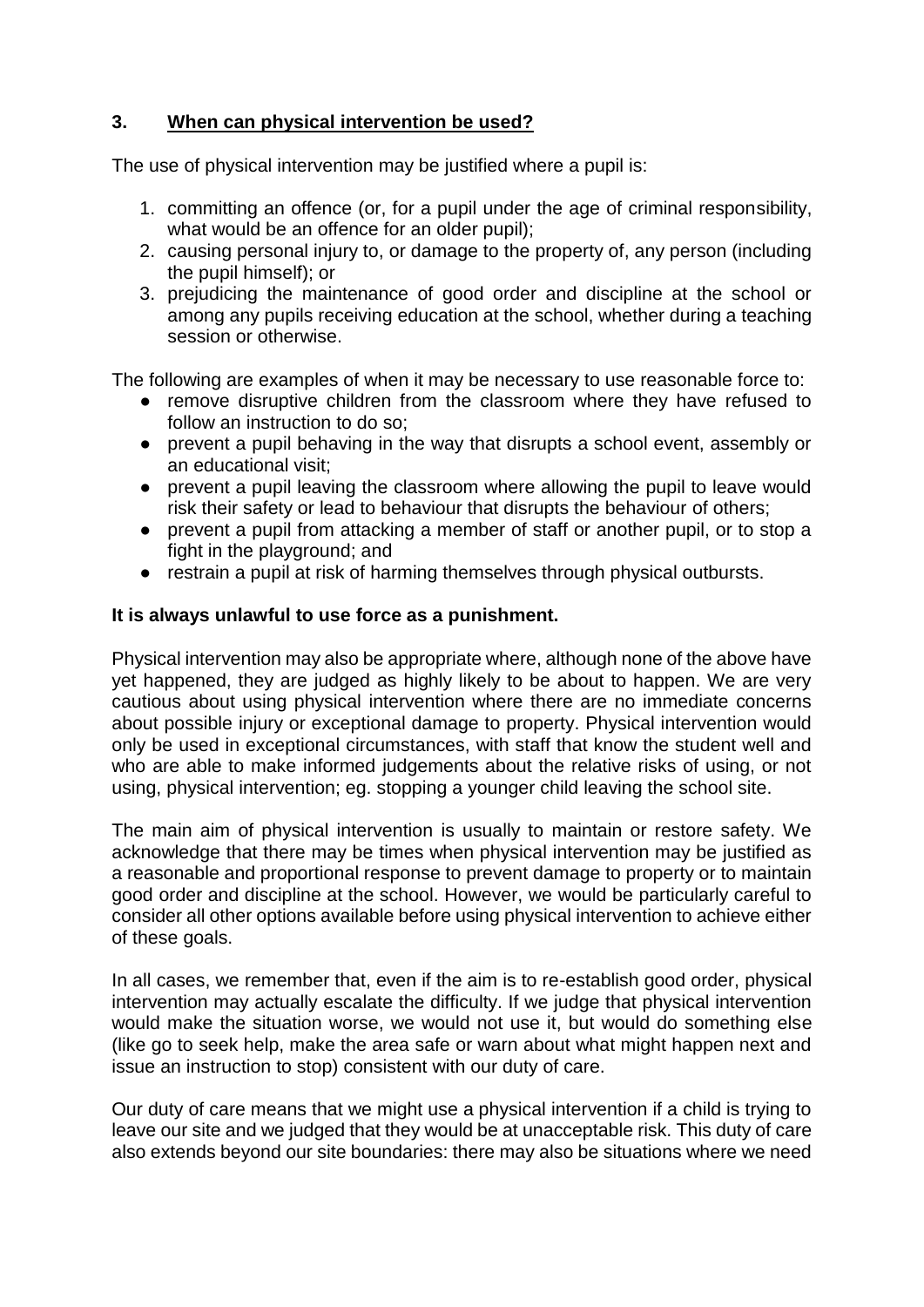## 3. When can physical intervention be used?

The use of physical intervention may be justified where a pupil is:

1. committing an offence (or, for a pupil under the age of criminal responsibility, what would be an offence for an older pupil);
2. causing personal injury to, or damage to the property of, any person (including the pupil himself); or
3. prejudicing the maintenance of good order and discipline at the school or among any pupils receiving education at the school, whether during a teaching session or otherwise.

The following are examples of when it may be necessary to use reasonable force to:

- remove disruptive children from the classroom where they have refused to follow an instruction to do so;
- prevent a pupil behaving in the way that disrupts a school event, assembly or an educational visit;
- prevent a pupil leaving the classroom where allowing the pupil to leave would risk their safety or lead to behaviour that disrupts the behaviour of others;
- prevent a pupil from attacking a member of staff or another pupil, or to stop a fight in the playground; and
- restrain a pupil at risk of harming themselves through physical outbursts.

**It is always unlawful to use force as a punishment.**

Physical intervention may also be appropriate where, although none of the above have yet happened, they are judged as highly likely to be about to happen. We are very cautious about using physical intervention where there are no immediate concerns about possible injury or exceptional damage to property. Physical intervention would only be used in exceptional circumstances, with staff that know the student well and who are able to make informed judgements about the relative risks of using, or not using, physical intervention; eg. stopping a younger child leaving the school site.

The main aim of physical intervention is usually to maintain or restore safety. We acknowledge that there may be times when physical intervention may be justified as a reasonable and proportional response to prevent damage to property or to maintain good order and discipline at the school. However, we would be particularly careful to consider all other options available before using physical intervention to achieve either of these goals.

In all cases, we remember that, even if the aim is to re-establish good order, physical intervention may actually escalate the difficulty. If we judge that physical intervention would make the situation worse, we would not use it, but would do something else (like go to seek help, make the area safe or warn about what might happen next and issue an instruction to stop) consistent with our duty of care.

Our duty of care means that we might use a physical intervention if a child is trying to leave our site and we judged that they would be at unacceptable risk. This duty of care also extends beyond our site boundaries: there may also be situations where we need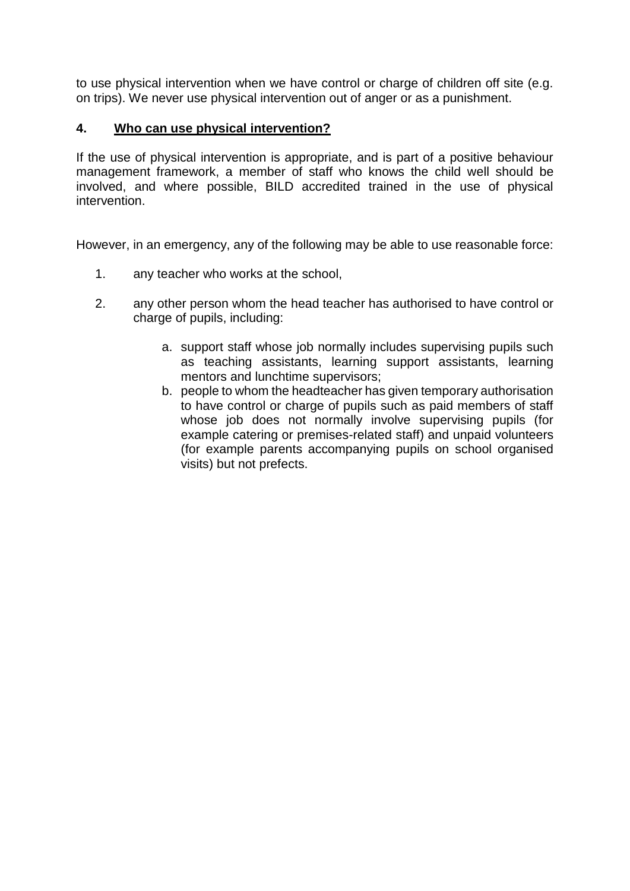to use physical intervention when we have control or charge of children off site (e.g. on trips). We never use physical intervention out of anger or as a punishment.

## 4. Who can use physical intervention?

If the use of physical intervention is appropriate, and is part of a positive behaviour management framework, a member of staff who knows the child well should be involved, and where possible, BILD accredited trained in the use of physical intervention.

However, in an emergency, any of the following may be able to use reasonable force:

1. any teacher who works at the school,
2. any other person whom the head teacher has authorised to have control or charge of pupils, including:
    a. support staff whose job normally includes supervising pupils such as teaching assistants, learning support assistants, learning mentors and lunchtime supervisors;
    b. people to whom the headteacher has given temporary authorisation to have control or charge of pupils such as paid members of staff whose job does not normally involve supervising pupils (for example catering or premises-related staff) and unpaid volunteers (for example parents accompanying pupils on school organised visits) but not prefects.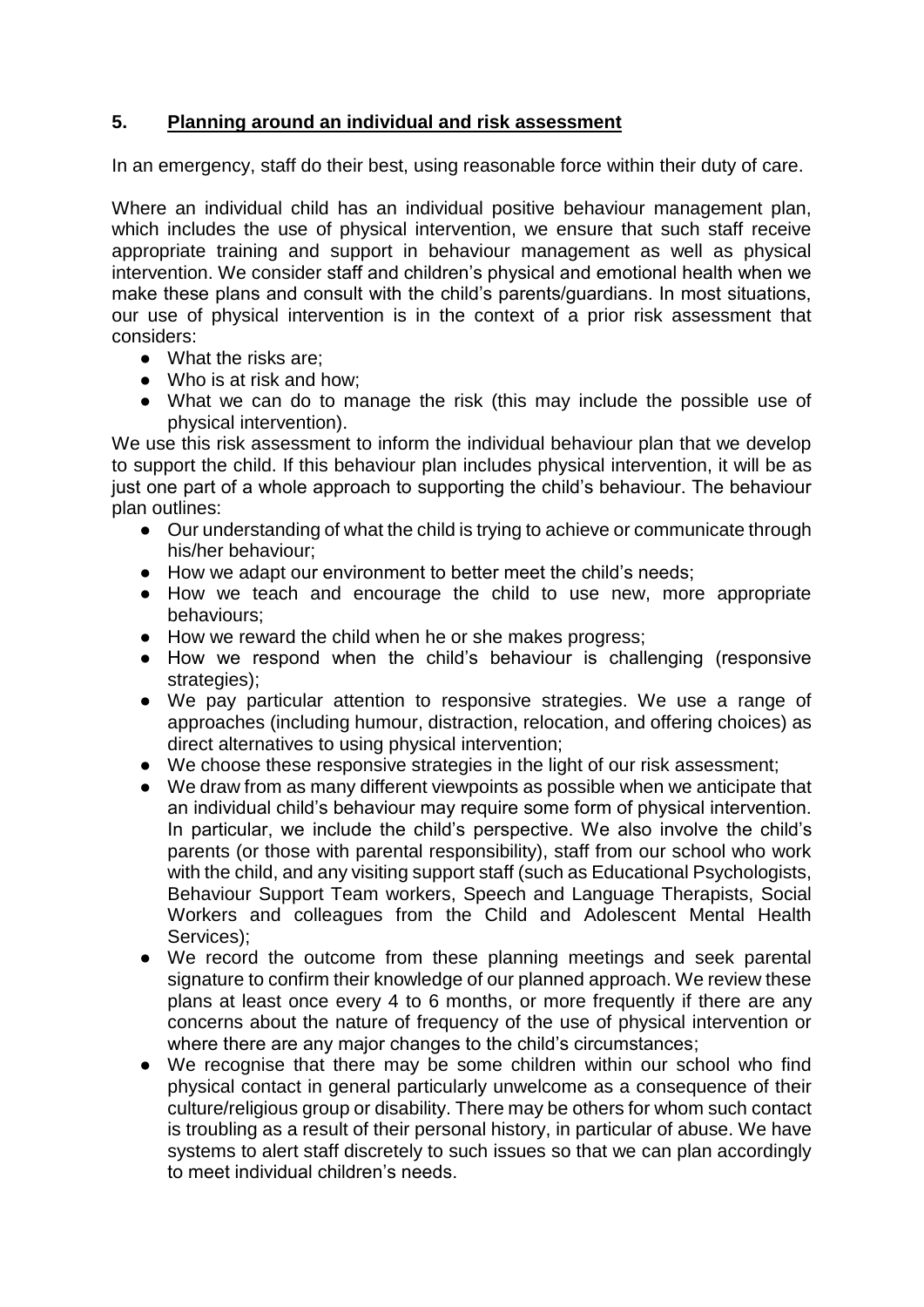## 5. <u>Planning around an individual and risk assessment</u>

In an emergency, staff do their best, using reasonable force within their duty of care.

Where an individual child has an individual positive behaviour management plan, which includes the use of physical intervention, we ensure that such staff receive appropriate training and support in behaviour management as well as physical intervention. We consider staff and children's physical and emotional health when we make these plans and consult with the child's parents/guardians. In most situations, our use of physical intervention is in the context of a prior risk assessment that considers:

- What the risks are;
- Who is at risk and how;
- What we can do to manage the risk (this may include the possible use of physical intervention).

We use this risk assessment to inform the individual behaviour plan that we develop to support the child. If this behaviour plan includes physical intervention, it will be as just one part of a whole approach to supporting the child's behaviour. The behaviour plan outlines:

- Our understanding of what the child is trying to achieve or communicate through his/her behaviour;
- How we adapt our environment to better meet the child's needs;
- How we teach and encourage the child to use new, more appropriate behaviours;
- How we reward the child when he or she makes progress;
- How we respond when the child's behaviour is challenging (responsive strategies);
- We pay particular attention to responsive strategies. We use a range of approaches (including humour, distraction, relocation, and offering choices) as direct alternatives to using physical intervention;
- We choose these responsive strategies in the light of our risk assessment;
- We draw from as many different viewpoints as possible when we anticipate that an individual child's behaviour may require some form of physical intervention. In particular, we include the child's perspective. We also involve the child's parents (or those with parental responsibility), staff from our school who work with the child, and any visiting support staff (such as Educational Psychologists, Behaviour Support Team workers, Speech and Language Therapists, Social Workers and colleagues from the Child and Adolescent Mental Health Services);
- We record the outcome from these planning meetings and seek parental signature to confirm their knowledge of our planned approach. We review these plans at least once every 4 to 6 months, or more frequently if there are any concerns about the nature of frequency of the use of physical intervention or where there are any major changes to the child's circumstances;
- We recognise that there may be some children within our school who find physical contact in general particularly unwelcome as a consequence of their culture/religious group or disability. There may be others for whom such contact is troubling as a result of their personal history, in particular of abuse. We have systems to alert staff discretely to such issues so that we can plan accordingly to meet individual children's needs.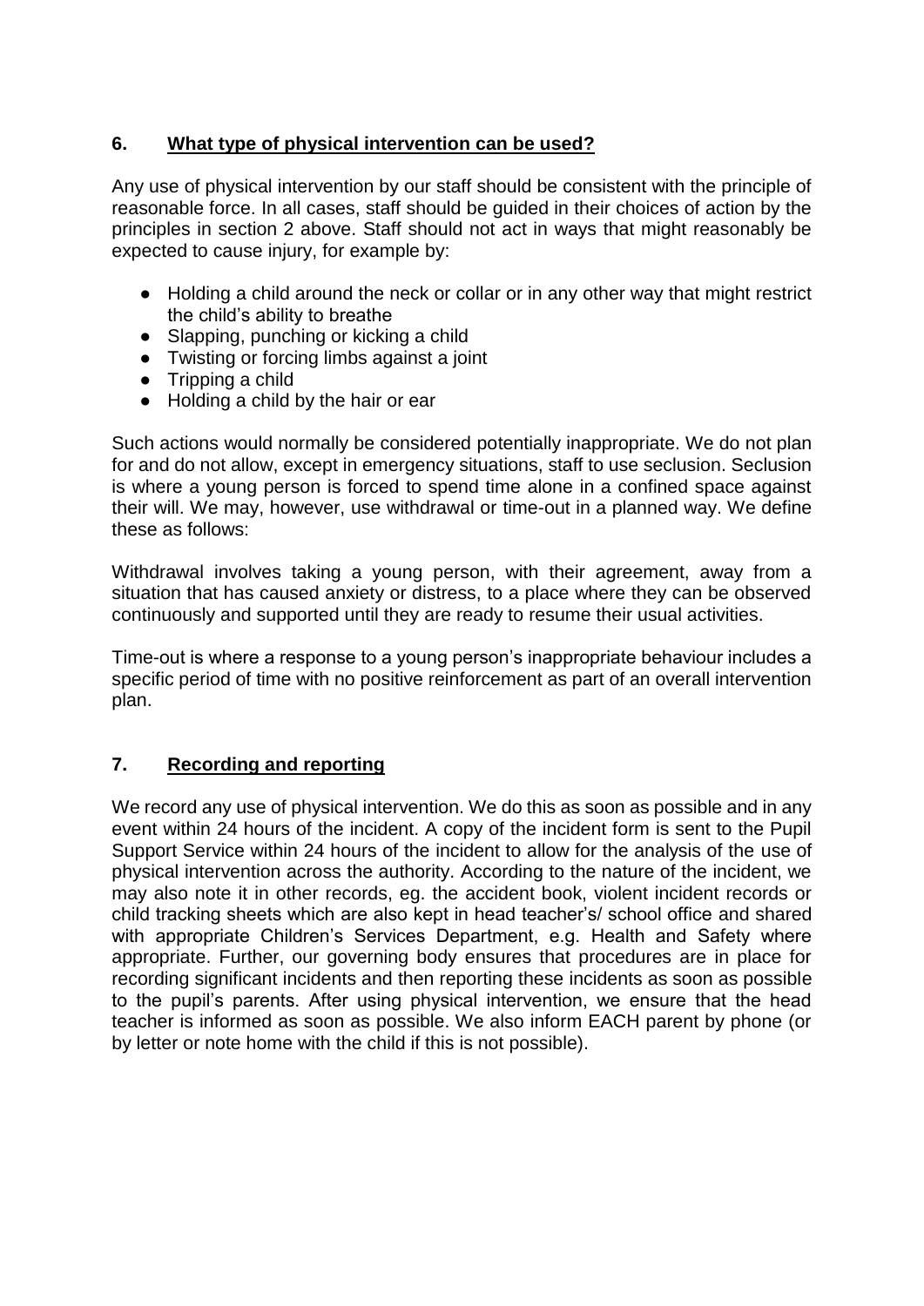## 6. What type of physical intervention can be used?

Any use of physical intervention by our staff should be consistent with the principle of reasonable force. In all cases, staff should be guided in their choices of action by the principles in section 2 above. Staff should not act in ways that might reasonably be expected to cause injury, for example by:

- Holding a child around the neck or collar or in any other way that might restrict the child's ability to breathe
- Slapping, punching or kicking a child
- Twisting or forcing limbs against a joint
- Tripping a child
- Holding a child by the hair or ear

Such actions would normally be considered potentially inappropriate. We do not plan for and do not allow, except in emergency situations, staff to use seclusion. Seclusion is where a young person is forced to spend time alone in a confined space against their will. We may, however, use withdrawal or time-out in a planned way. We define these as follows:

Withdrawal involves taking a young person, with their agreement, away from a situation that has caused anxiety or distress, to a place where they can be observed continuously and supported until they are ready to resume their usual activities.

Time-out is where a response to a young person's inappropriate behaviour includes a specific period of time with no positive reinforcement as part of an overall intervention plan.

## 7. Recording and reporting

We record any use of physical intervention. We do this as soon as possible and in any event within 24 hours of the incident. A copy of the incident form is sent to the Pupil Support Service within 24 hours of the incident to allow for the analysis of the use of physical intervention across the authority. According to the nature of the incident, we may also note it in other records, eg. the accident book, violent incident records or child tracking sheets which are also kept in head teacher's/ school office and shared with appropriate Children's Services Department, e.g. Health and Safety where appropriate. Further, our governing body ensures that procedures are in place for recording significant incidents and then reporting these incidents as soon as possible to the pupil's parents. After using physical intervention, we ensure that the head teacher is informed as soon as possible. We also inform EACH parent by phone (or by letter or note home with the child if this is not possible).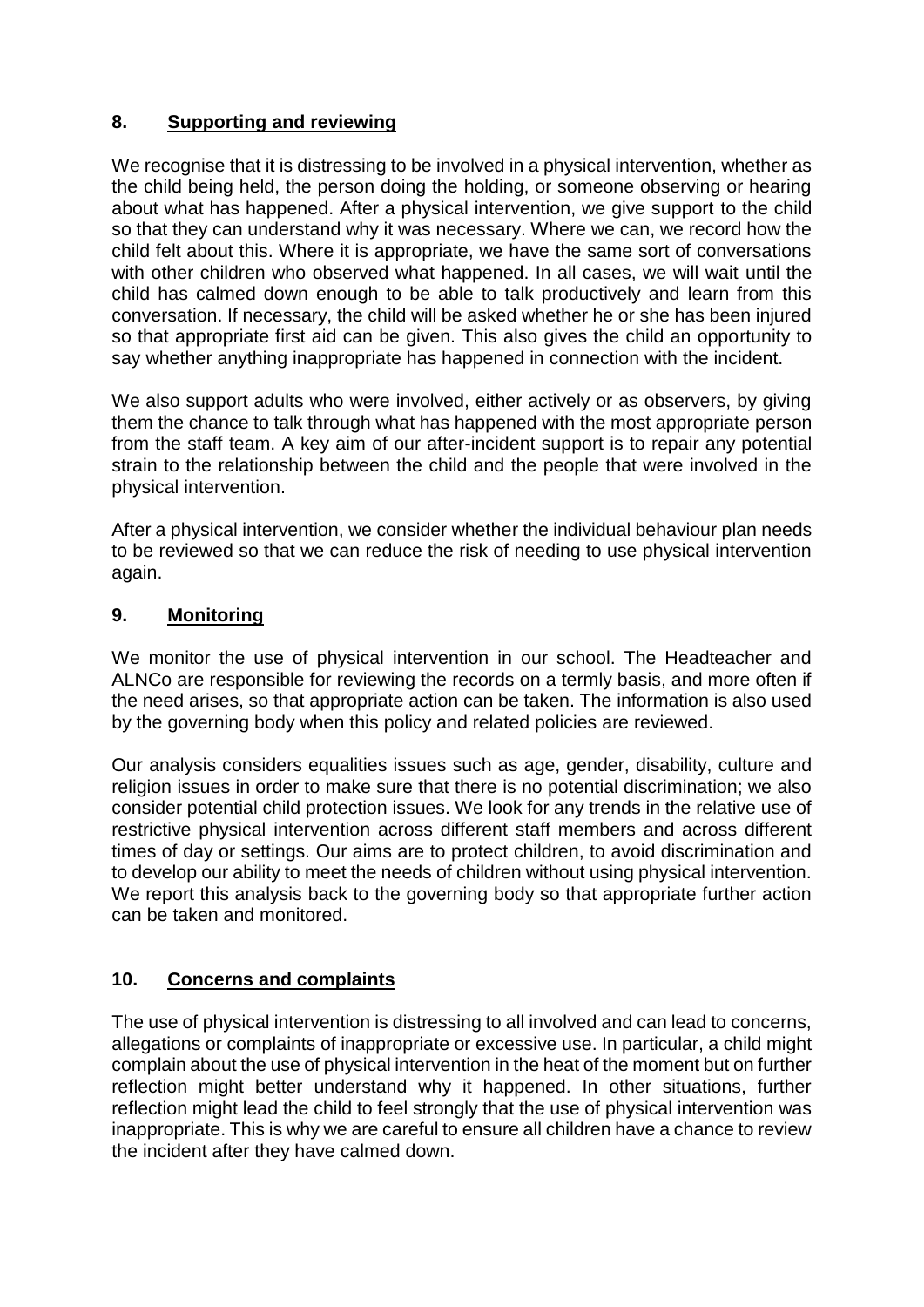## 8. Supporting and reviewing

We recognise that it is distressing to be involved in a physical intervention, whether as the child being held, the person doing the holding, or someone observing or hearing about what has happened. After a physical intervention, we give support to the child so that they can understand why it was necessary. Where we can, we record how the child felt about this. Where it is appropriate, we have the same sort of conversations with other children who observed what happened. In all cases, we will wait until the child has calmed down enough to be able to talk productively and learn from this conversation. If necessary, the child will be asked whether he or she has been injured so that appropriate first aid can be given. This also gives the child an opportunity to say whether anything inappropriate has happened in connection with the incident.

We also support adults who were involved, either actively or as observers, by giving them the chance to talk through what has happened with the most appropriate person from the staff team. A key aim of our after-incident support is to repair any potential strain to the relationship between the child and the people that were involved in the physical intervention.

After a physical intervention, we consider whether the individual behaviour plan needs to be reviewed so that we can reduce the risk of needing to use physical intervention again.

## 9. Monitoring

We monitor the use of physical intervention in our school. The Headteacher and ALNCo are responsible for reviewing the records on a termly basis, and more often if the need arises, so that appropriate action can be taken. The information is also used by the governing body when this policy and related policies are reviewed.

Our analysis considers equalities issues such as age, gender, disability, culture and religion issues in order to make sure that there is no potential discrimination; we also consider potential child protection issues. We look for any trends in the relative use of restrictive physical intervention across different staff members and across different times of day or settings. Our aims are to protect children, to avoid discrimination and to develop our ability to meet the needs of children without using physical intervention. We report this analysis back to the governing body so that appropriate further action can be taken and monitored.

## 10. Concerns and complaints

The use of physical intervention is distressing to all involved and can lead to concerns, allegations or complaints of inappropriate or excessive use. In particular, a child might complain about the use of physical intervention in the heat of the moment but on further reflection might better understand why it happened. In other situations, further reflection might lead the child to feel strongly that the use of physical intervention was inappropriate. This is why we are careful to ensure all children have a chance to review the incident after they have calmed down.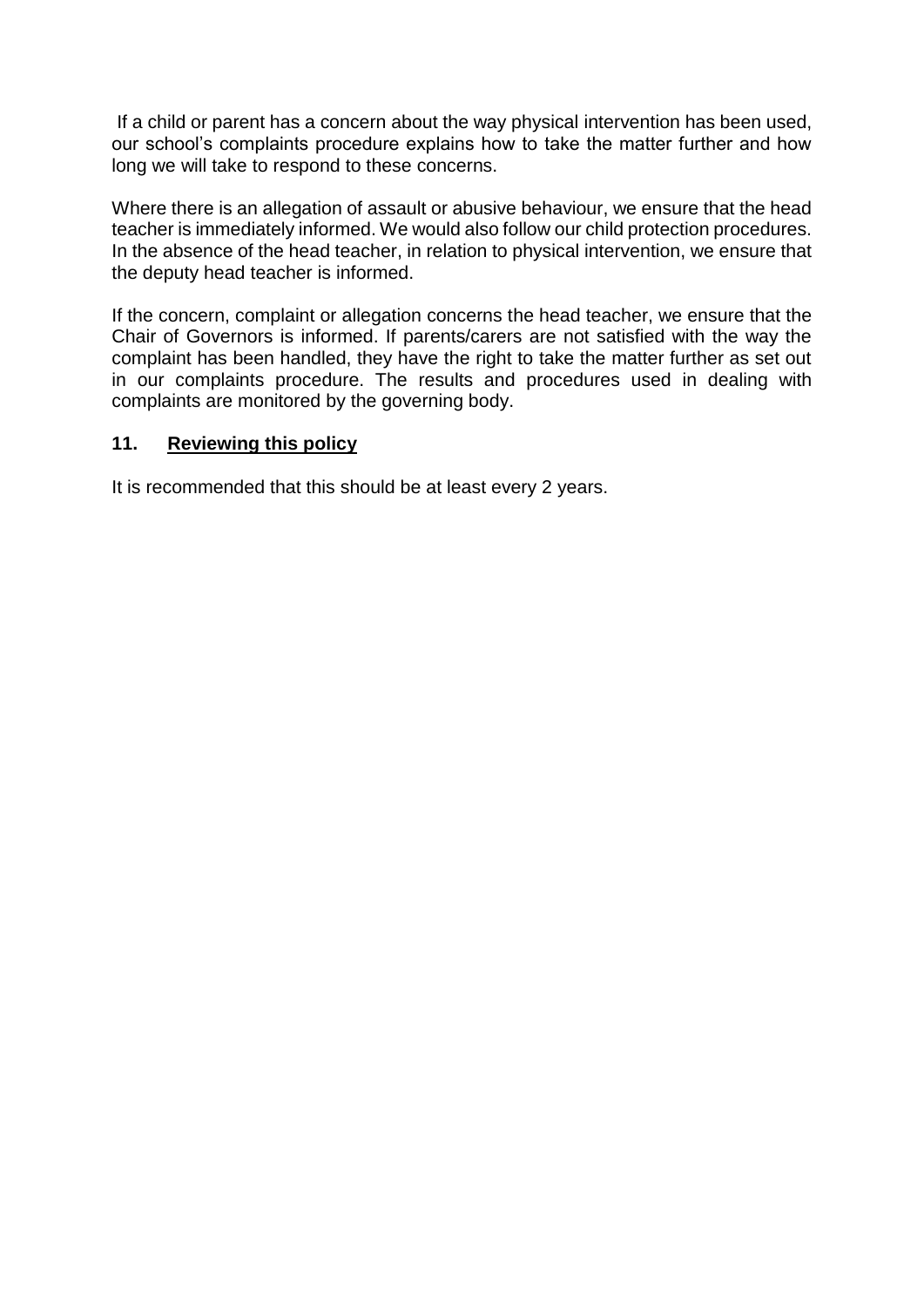If a child or parent has a concern about the way physical intervention has been used, our school's complaints procedure explains how to take the matter further and how long we will take to respond to these concerns.

Where there is an allegation of assault or abusive behaviour, we ensure that the head teacher is immediately informed. We would also follow our child protection procedures. In the absence of the head teacher, in relation to physical intervention, we ensure that the deputy head teacher is informed.

If the concern, complaint or allegation concerns the head teacher, we ensure that the Chair of Governors is informed. If parents/carers are not satisfied with the way the complaint has been handled, they have the right to take the matter further as set out in our complaints procedure. The results and procedures used in dealing with complaints are monitored by the governing body.

## 11. <u>Reviewing this policy</u>

It is recommended that this should be at least every 2 years.